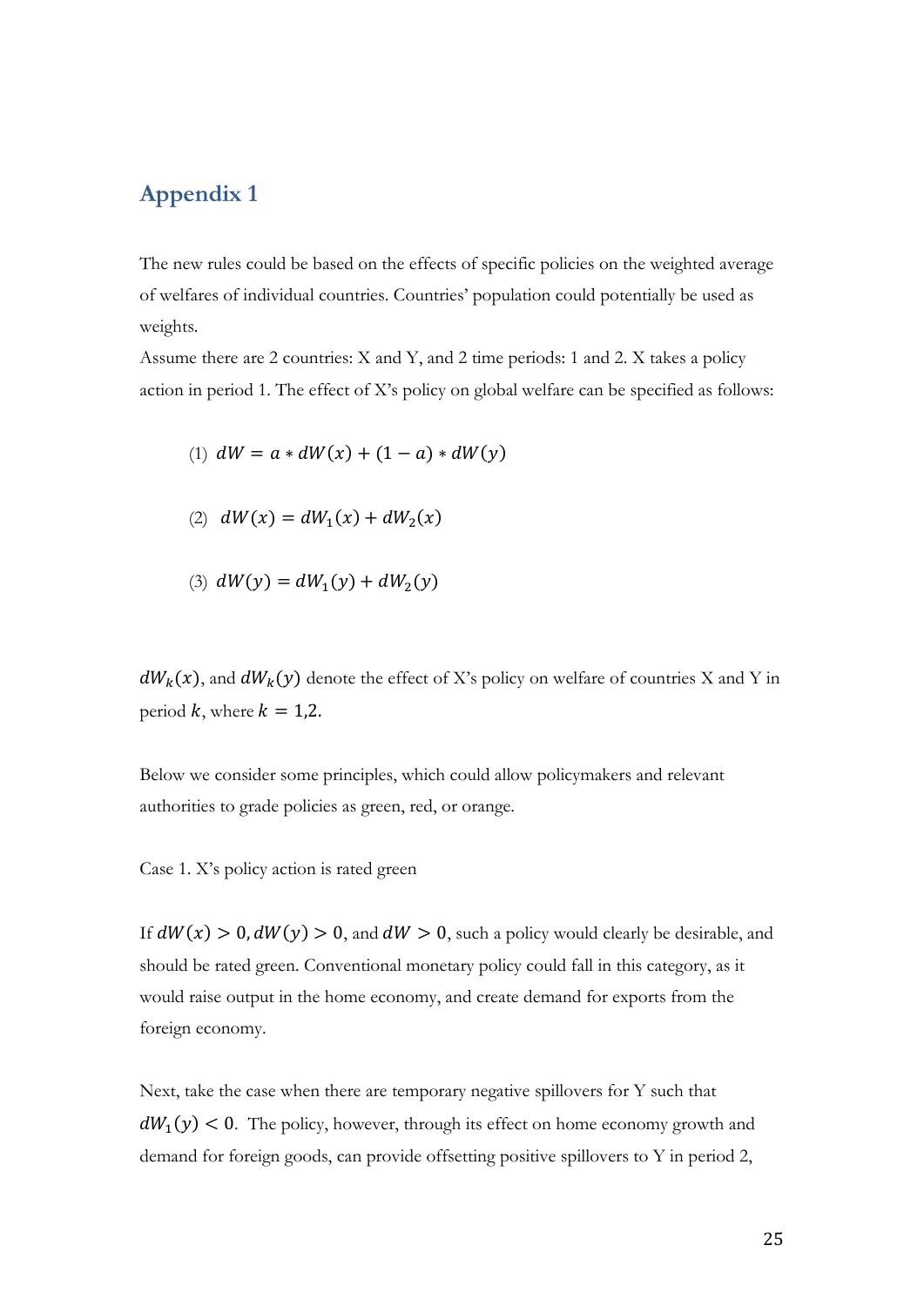## Appendix 1

The new rules could be based on the effects of specific policies on the weighted average of welfares of individual countries. Countries' population could potentially be used as weights.

Assume there are 2 countries: X and Y, and 2 time periods: 1 and 2. X takes a policy action in period 1. The effect of X's policy on global welfare can be specified as follows:

(1) $dW = a * dW(x) + (1 - a) * dW(y)$

(2) $dW(x) = dW_1(x) + dW_2(x)$

(3) $dW(y) = dW_1(y) + dW_2(y)$

$dW_k(x)$, and $dW_k(y)$ denote the effect of X's policy on welfare of countries X and Y in period $k$, where $k = 1{,}2$.

Below we consider some principles, which could allow policymakers and relevant authorities to grade policies as green, red, or orange.

Case 1. X's policy action is rated green

If $dW(x) > 0, dW(y) > 0$, and $dW > 0$, such a policy would clearly be desirable, and should be rated green. Conventional monetary policy could fall in this category, as it would raise output in the home economy, and create demand for exports from the foreign economy.

Next, take the case when there are temporary negative spillovers for Y such that $dW_1(y) < 0$. The policy, however, through its effect on home economy growth and demand for foreign goods, can provide offsetting positive spillovers to Y in period 2,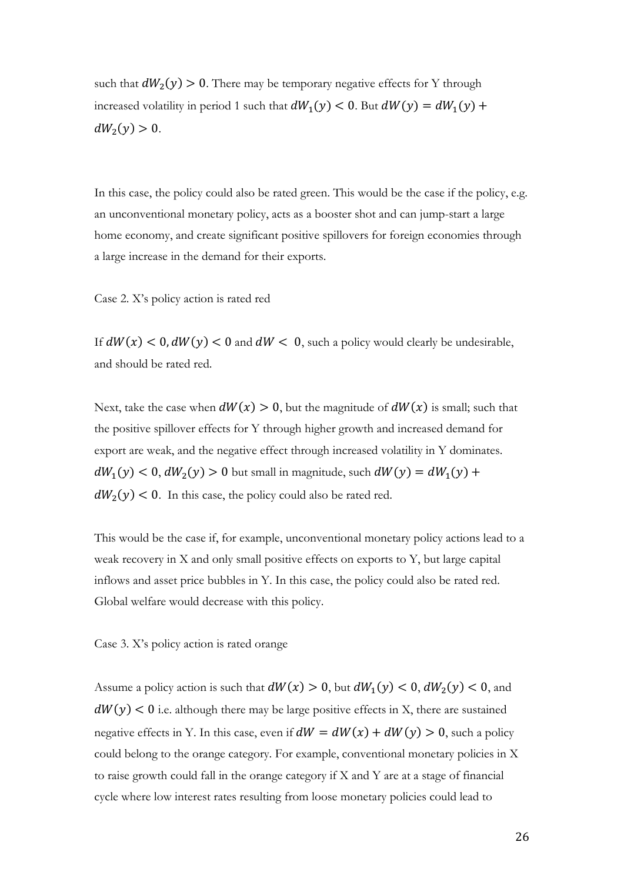such that $dW_2(y) > 0$. There may be temporary negative effects for Y through increased volatility in period 1 such that $dW_1(y) < 0$. But $dW(y) = dW_1(y) + dW_2(y) > 0$.

In this case, the policy could also be rated green. This would be the case if the policy, e.g. an unconventional monetary policy, acts as a booster shot and can jump-start a large home economy, and create significant positive spillovers for foreign economies through a large increase in the demand for their exports.

Case 2. X's policy action is rated red

If $dW(x) < 0, dW(y) < 0$ and $dW < 0$, such a policy would clearly be undesirable, and should be rated red.

Next, take the case when $dW(x) > 0$, but the magnitude of $dW(x)$ is small; such that the positive spillover effects for Y through higher growth and increased demand for export are weak, and the negative effect through increased volatility in Y dominates. $dW_1(y) < 0, dW_2(y) > 0$ but small in magnitude, such $dW(y) = dW_1(y) + dW_2(y) < 0$. In this case, the policy could also be rated red.

This would be the case if, for example, unconventional monetary policy actions lead to a weak recovery in X and only small positive effects on exports to Y, but large capital inflows and asset price bubbles in Y. In this case, the policy could also be rated red. Global welfare would decrease with this policy.

Case 3. X's policy action is rated orange

Assume a policy action is such that $dW(x) > 0$, but $dW_1(y) < 0, dW_2(y) < 0$, and $dW(y) < 0$ i.e. although there may be large positive effects in X, there are sustained negative effects in Y. In this case, even if $dW = dW(x) + dW(y) > 0$, such a policy could belong to the orange category. For example, conventional monetary policies in X to raise growth could fall in the orange category if X and Y are at a stage of financial cycle where low interest rates resulting from loose monetary policies could lead to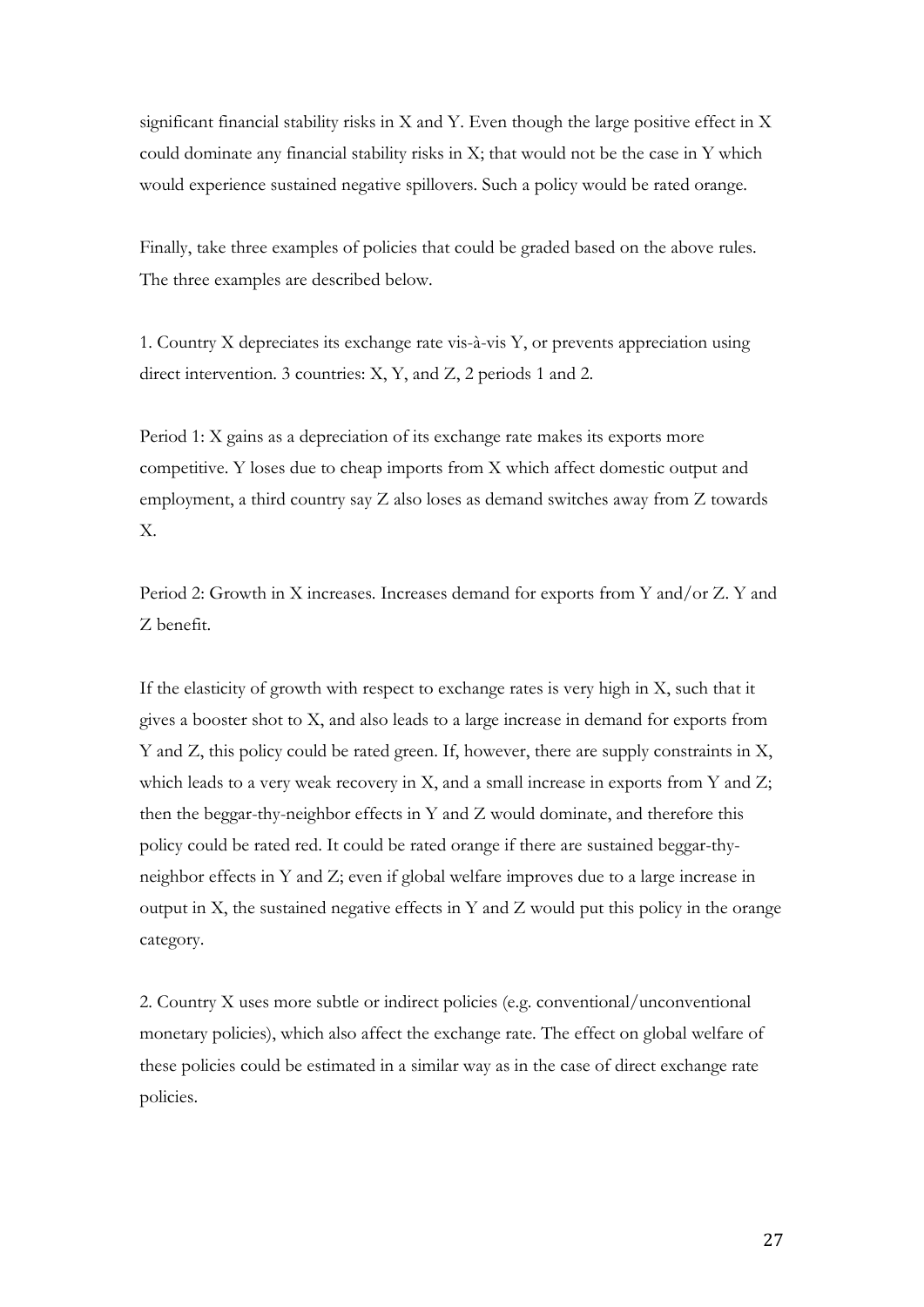significant financial stability risks in X and Y. Even though the large positive effect in X could dominate any financial stability risks in X; that would not be the case in Y which would experience sustained negative spillovers. Such a policy would be rated orange.

Finally, take three examples of policies that could be graded based on the above rules. The three examples are described below.

1. Country X depreciates its exchange rate vis-à-vis Y, or prevents appreciation using direct intervention. 3 countries: X, Y, and Z, 2 periods 1 and 2.

Period 1: X gains as a depreciation of its exchange rate makes its exports more competitive. Y loses due to cheap imports from X which affect domestic output and employment, a third country say Z also loses as demand switches away from Z towards X.

Period 2: Growth in X increases. Increases demand for exports from Y and/or Z. Y and Z benefit.

If the elasticity of growth with respect to exchange rates is very high in X, such that it gives a booster shot to X, and also leads to a large increase in demand for exports from Y and Z, this policy could be rated green. If, however, there are supply constraints in X, which leads to a very weak recovery in X, and a small increase in exports from Y and Z; then the beggar-thy-neighbor effects in Y and Z would dominate, and therefore this policy could be rated red. It could be rated orange if there are sustained beggar-thy-neighbor effects in Y and Z; even if global welfare improves due to a large increase in output in X, the sustained negative effects in Y and Z would put this policy in the orange category.

2. Country X uses more subtle or indirect policies (e.g. conventional/unconventional monetary policies), which also affect the exchange rate. The effect on global welfare of these policies could be estimated in a similar way as in the case of direct exchange rate policies.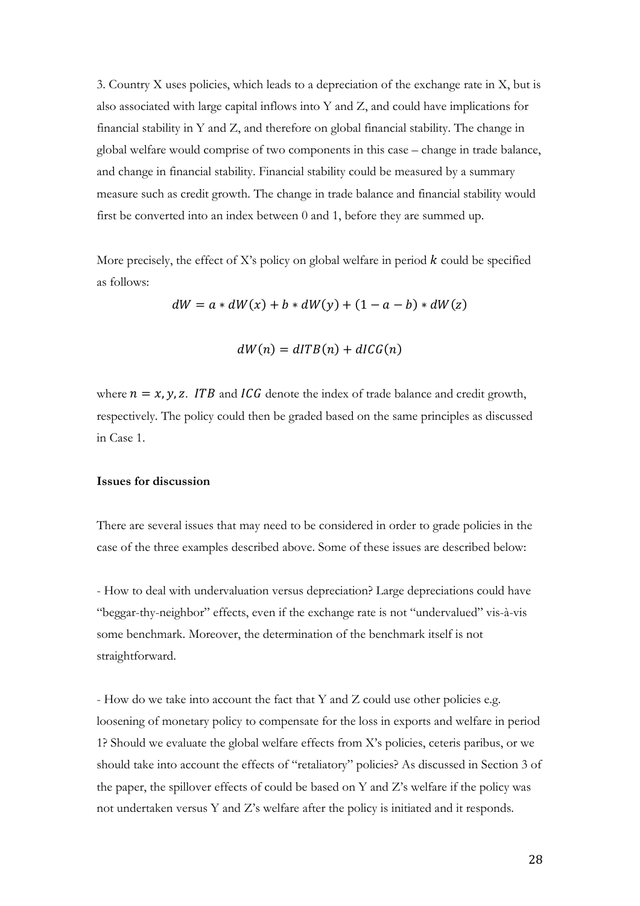3. Country X uses policies, which leads to a depreciation of the exchange rate in X, but is also associated with large capital inflows into Y and Z, and could have implications for financial stability in Y and Z, and therefore on global financial stability. The change in global welfare would comprise of two components in this case – change in trade balance, and change in financial stability. Financial stability could be measured by a summary measure such as credit growth. The change in trade balance and financial stability would first be converted into an index between 0 and 1, before they are summed up.

More precisely, the effect of X's policy on global welfare in period $k$ could be specified as follows:

$$dW = a * dW(x) + b * dW(y) + (1 - a - b) * dW(z)$$

$$dW(n) = dITB(n) + dICG(n)$$

where $n = x, y, z$. $ITB$ and $ICG$ denote the index of trade balance and credit growth, respectively. The policy could then be graded based on the same principles as discussed in Case 1.

**Issues for discussion**

There are several issues that may need to be considered in order to grade policies in the case of the three examples described above. Some of these issues are described below:

- How to deal with undervaluation versus depreciation? Large depreciations could have "beggar-thy-neighbor" effects, even if the exchange rate is not "undervalued" vis-à-vis some benchmark. Moreover, the determination of the benchmark itself is not straightforward.

- How do we take into account the fact that Y and Z could use other policies e.g. loosening of monetary policy to compensate for the loss in exports and welfare in period 1? Should we evaluate the global welfare effects from X's policies, ceteris paribus, or we should take into account the effects of "retaliatory" policies? As discussed in Section 3 of the paper, the spillover effects of could be based on Y and Z's welfare if the policy was not undertaken versus Y and Z's welfare after the policy is initiated and it responds.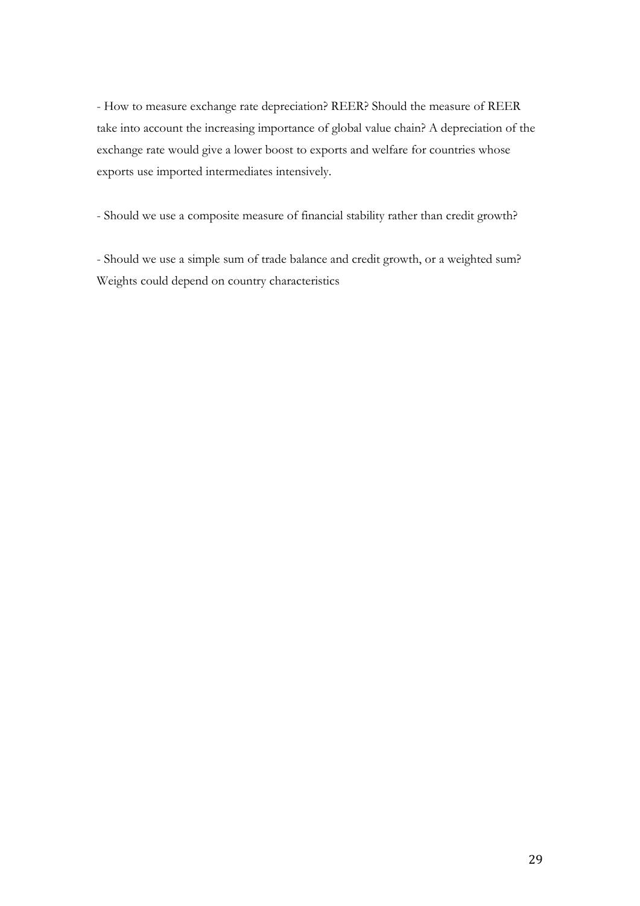- How to measure exchange rate depreciation? REER? Should the measure of REER take into account the increasing importance of global value chain? A depreciation of the exchange rate would give a lower boost to exports and welfare for countries whose exports use imported intermediates intensively.

- Should we use a composite measure of financial stability rather than credit growth?

- Should we use a simple sum of trade balance and credit growth, or a weighted sum? Weights could depend on country characteristics